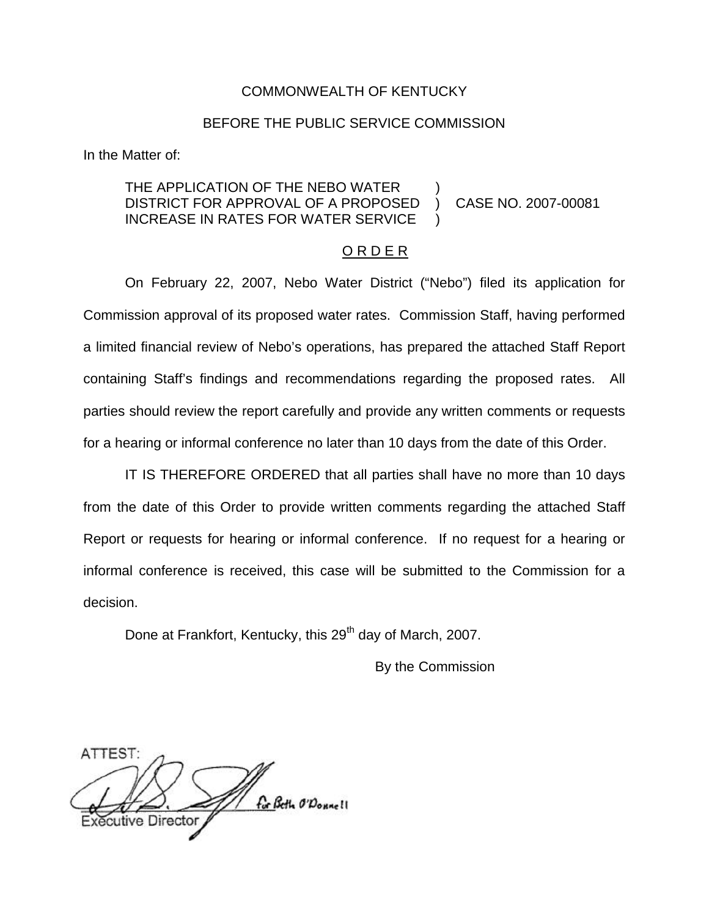COMMONWEALTH OF KENTUCKY

BEFORE THE PUBLIC SERVICE COMMISSION

In the Matter of:

THE APPLICATION OF THE NEBO WATER DISTRICT FOR APPROVAL OF A PROPOSED INCREASE IN RATES FOR WATER SERVICE ) CASE NO. 2007-00081

O R D E R

On February 22, 2007, Nebo Water District ("Nebo") filed its application for Commission approval of its proposed water rates. Commission Staff, having performed a limited financial review of Nebo's operations, has prepared the attached Staff Report containing Staff's findings and recommendations regarding the proposed rates. All parties should review the report carefully and provide any written comments or requests for a hearing or informal conference no later than 10 days from the date of this Order.

IT IS THEREFORE ORDERED that all parties shall have no more than 10 days from the date of this Order to provide written comments regarding the attached Staff Report or requests for hearing or informal conference. If no request for a hearing or informal conference is received, this case will be submitted to the Commission for a decision.

Done at Frankfort, Kentucky, this 29th day of March, 2007.

By the Commission

ATTEST:

for Beth O'Donnell
Executive Director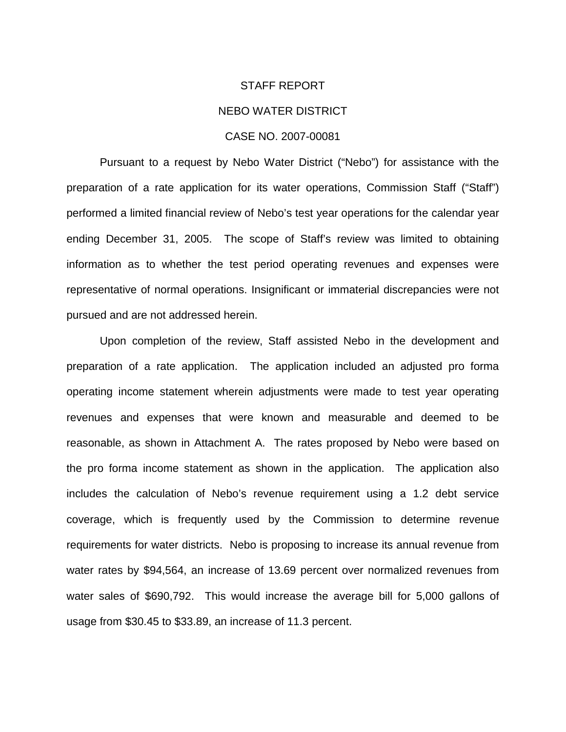# STAFF REPORT

## NEBO WATER DISTRICT

### CASE NO. 2007-00081

Pursuant to a request by Nebo Water District ("Nebo") for assistance with the preparation of a rate application for its water operations, Commission Staff ("Staff") performed a limited financial review of Nebo's test year operations for the calendar year ending December 31, 2005. The scope of Staff's review was limited to obtaining information as to whether the test period operating revenues and expenses were representative of normal operations. Insignificant or immaterial discrepancies were not pursued and are not addressed herein.

Upon completion of the review, Staff assisted Nebo in the development and preparation of a rate application. The application included an adjusted pro forma operating income statement wherein adjustments were made to test year operating revenues and expenses that were known and measurable and deemed to be reasonable, as shown in Attachment A. The rates proposed by Nebo were based on the pro forma income statement as shown in the application. The application also includes the calculation of Nebo's revenue requirement using a 1.2 debt service coverage, which is frequently used by the Commission to determine revenue requirements for water districts. Nebo is proposing to increase its annual revenue from water rates by $94,564, an increase of 13.69 percent over normalized revenues from water sales of $690,792. This would increase the average bill for 5,000 gallons of usage from $30.45 to $33.89, an increase of 11.3 percent.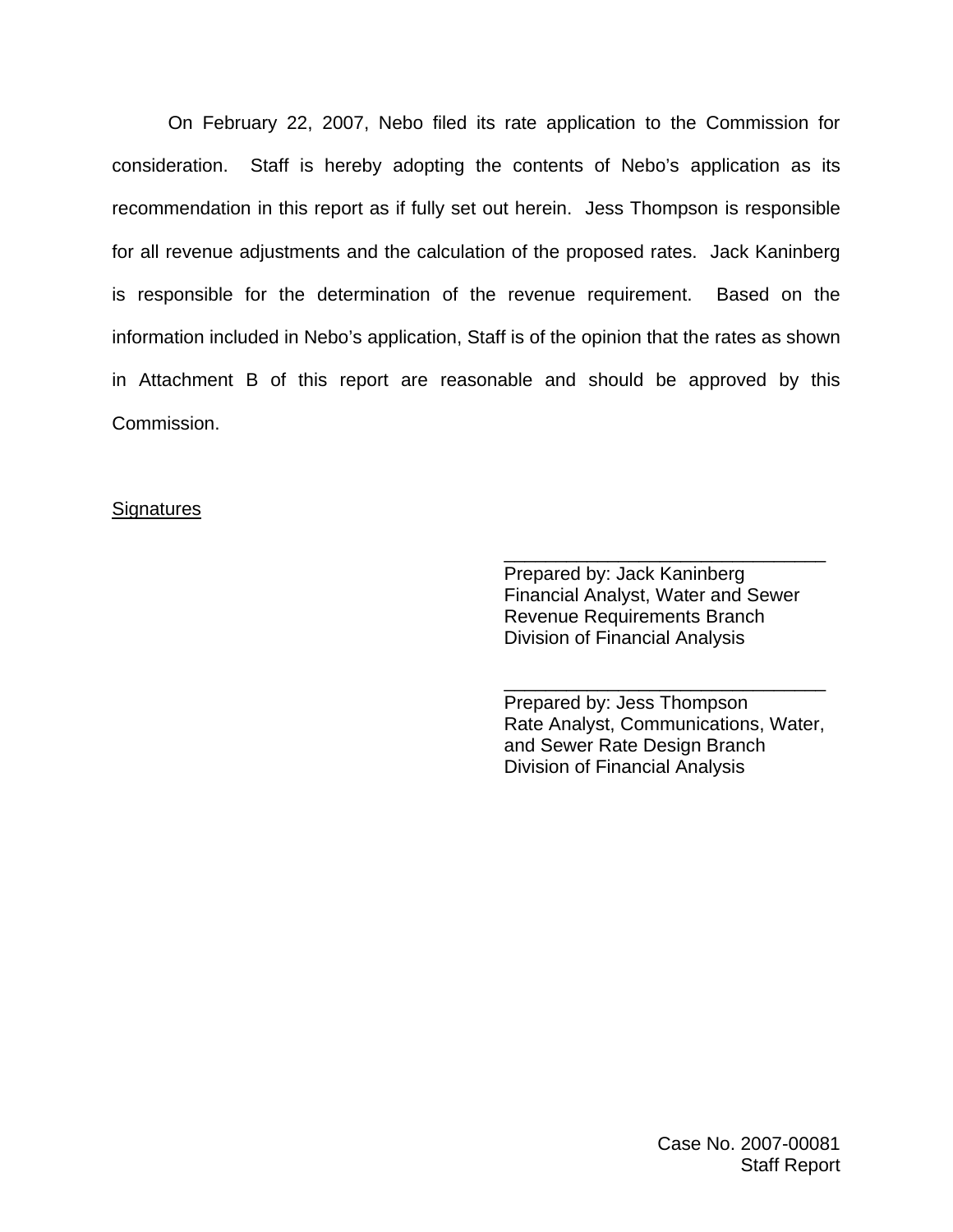On February 22, 2007, Nebo filed its rate application to the Commission for consideration. Staff is hereby adopting the contents of Nebo's application as its recommendation in this report as if fully set out herein. Jess Thompson is responsible for all revenue adjustments and the calculation of the proposed rates. Jack Kaninberg is responsible for the determination of the revenue requirement. Based on the information included in Nebo's application, Staff is of the opinion that the rates as shown in Attachment B of this report are reasonable and should be approved by this Commission.

Signatures

_______________________________
Prepared by: Jack Kaninberg
Financial Analyst, Water and Sewer
Revenue Requirements Branch
Division of Financial Analysis

_______________________________
Prepared by: Jess Thompson
Rate Analyst, Communications, Water, and Sewer Rate Design Branch
Division of Financial Analysis

Case No. 2007-00081
Staff Report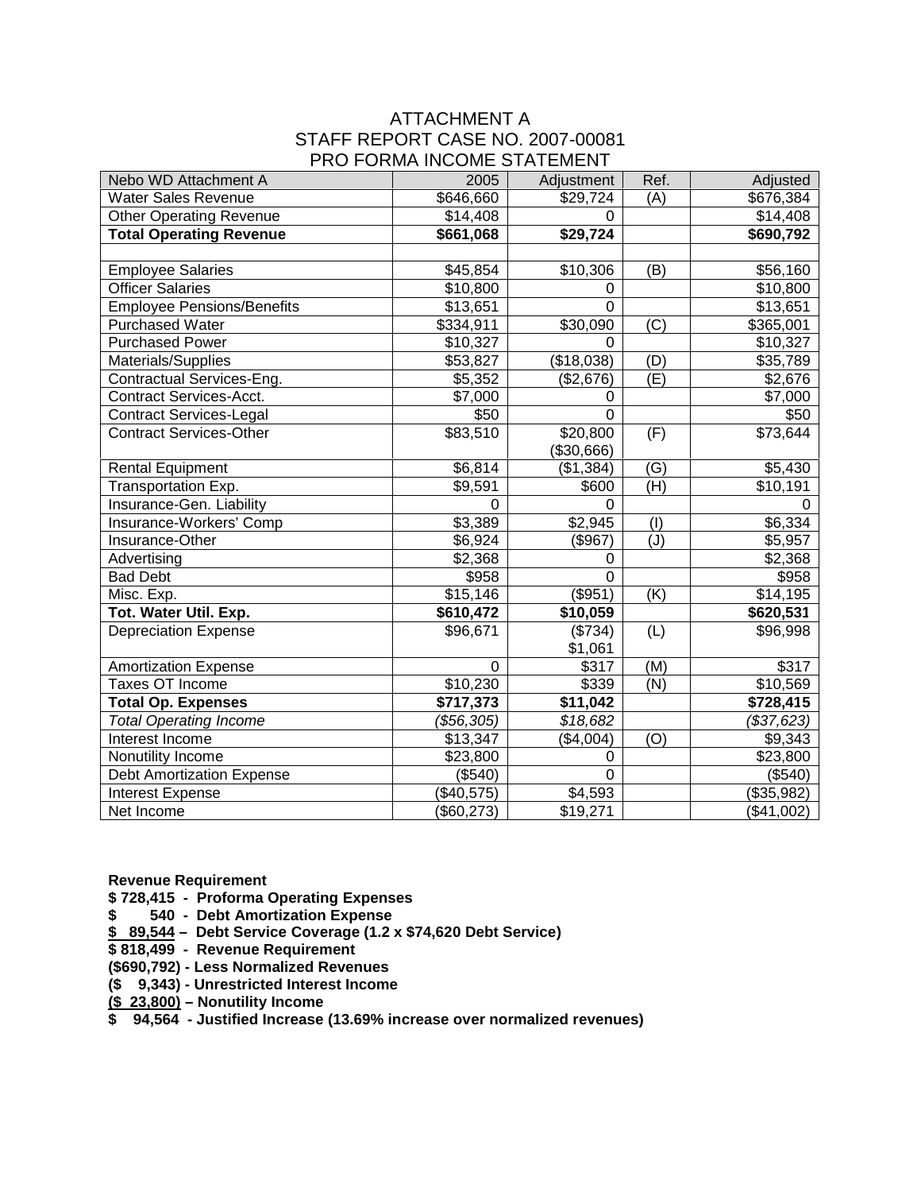# ATTACHMENT A
# STAFF REPORT CASE NO. 2007-00081
# PRO FORMA INCOME STATEMENT

| Nebo WD Attachment A | 2005 | Adjustment | Ref. | Adjusted |
|---|---|---|---|---|
| Water Sales Revenue | $646,660 | $29,724 | (A) | $676,384 |
| Other Operating Revenue | $14,408 | 0 | | $14,408 |
| **Total Operating Revenue** | **$661,068** | **$29,724** | | **$690,792** |
| | | | | |
| Employee Salaries | $45,854 | $10,306 | (B) | $56,160 |
| Officer Salaries | $10,800 | 0 | | $10,800 |
| Employee Pensions/Benefits | $13,651 | 0 | | $13,651 |
| Purchased Water | $334,911 | $30,090 | (C) | $365,001 |
| Purchased Power | $10,327 | 0 | | $10,327 |
| Materials/Supplies | $53,827 | ($18,038) | (D) | $35,789 |
| Contractual Services-Eng. | $5,352 | ($2,676) | (E) | $2,676 |
| Contract Services-Acct. | $7,000 | 0 | | $7,000 |
| Contract Services-Legal | $50 | 0 | | $50 |
| Contract Services-Other | $83,510 | $20,800<br>($30,666) | (F) | $73,644 |
| Rental Equipment | $6,814 | ($1,384) | (G) | $5,430 |
| Transportation Exp. | $9,591 | $600 | (H) | $10,191 |
| Insurance-Gen. Liability | 0 | 0 | | 0 |
| Insurance-Workers' Comp | $3,389 | $2,945 | (I) | $6,334 |
| Insurance-Other | $6,924 | ($967) | (J) | $5,957 |
| Advertising | $2,368 | 0 | | $2,368 |
| Bad Debt | $958 | 0 | | $958 |
| Misc. Exp. | $15,146 | ($951) | (K) | $14,195 |
| **Tot. Water Util. Exp.** | **$610,472** | **$10,059** | | **$620,531** |
| Depreciation Expense | $96,671 | ($734)<br>$1,061 | (L) | $96,998 |
| Amortization Expense | 0 | $317 | (M) | $317 |
| Taxes OT Income | $10,230 | $339 | (N) | $10,569 |
| **Total Op. Expenses** | **$717,373** | **$11,042** | | **$728,415** |
| *Total Operating Income* | *($56,305)* | *$18,682* | | *($37,623)* |
| Interest Income | $13,347 | ($4,004) | (O) | $9,343 |
| Nonutility Income | $23,800 | 0 | | $23,800 |
| Debt Amortization Expense | ($540) | 0 | | ($540) |
| Interest Expense | ($40,575) | $4,593 | | ($35,982) |
| Net Income | ($60,273) | $19,271 | | ($41,002) |

**Revenue Requirement**

**$ 728,415 - Proforma Operating Expenses**
**$ 540 - Debt Amortization Expense**
**$ 89,544 – Debt Service Coverage (1.2 x $74,620 Debt Service)**
**$ 818,499 - Revenue Requirement**
**($690,792) - Less Normalized Revenues**
**($ 9,343) - Unrestricted Interest Income**
**($ 23,800) – Nonutility Income**
**$ 94,564 - Justified Increase (13.69% increase over normalized revenues)**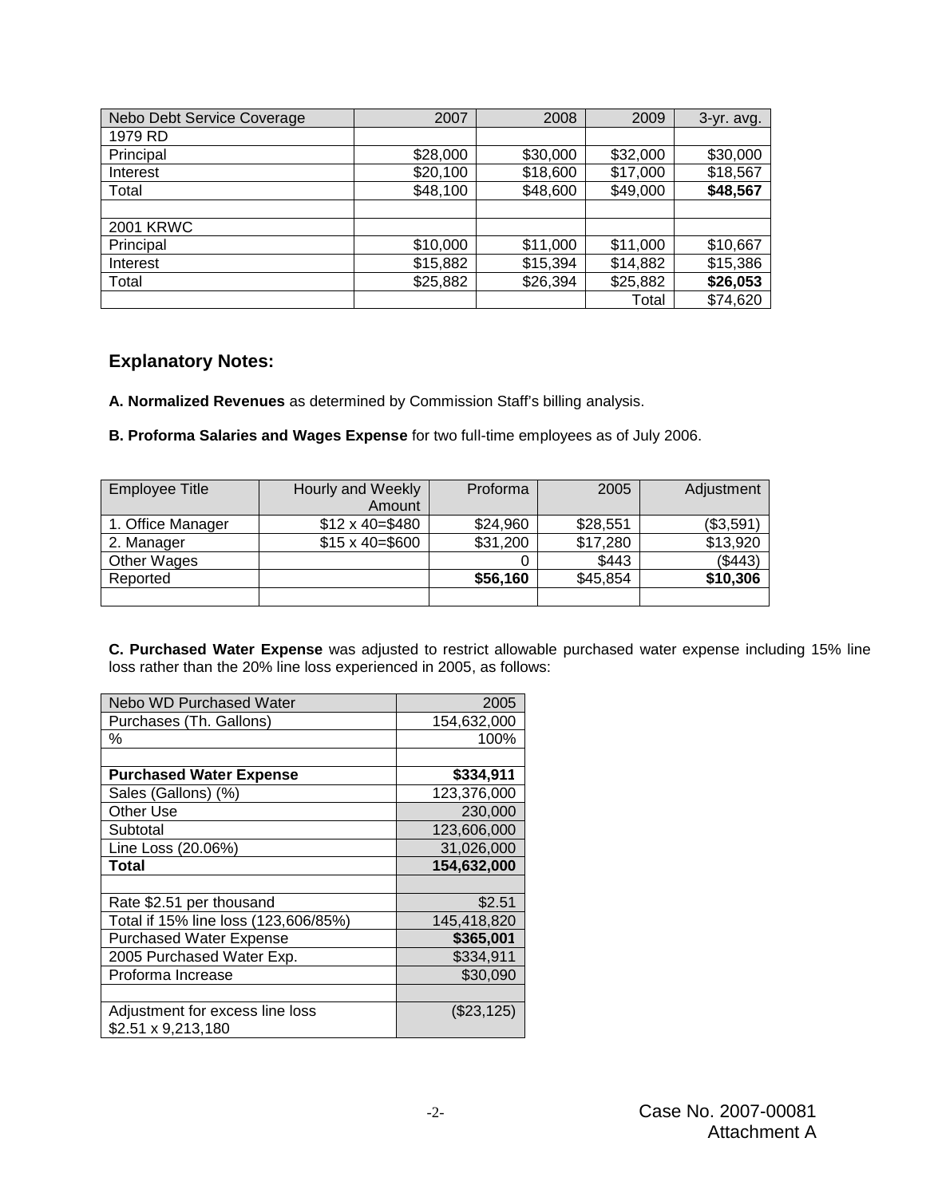| Nebo Debt Service Coverage | 2007 | 2008 | 2009 | 3-yr. avg. |
|---|---|---|---|---|
| 1979 RD | | | | |
| Principal | $28,000 | $30,000 | $32,000 | $30,000 |
| Interest | $20,100 | $18,600 | $17,000 | $18,567 |
| Total | $48,100 | $48,600 | $49,000 | **$48,567** |
| | | | | |
| 2001 KRWC | | | | |
| Principal | $10,000 | $11,000 | $11,000 | $10,667 |
| Interest | $15,882 | $15,394 | $14,882 | $15,386 |
| Total | $25,882 | $26,394 | $25,882 | **$26,053** |
| | | | Total | $74,620 |

## Explanatory Notes:

**A. Normalized Revenues** as determined by Commission Staff's billing analysis.

**B. Proforma Salaries and Wages Expense** for two full-time employees as of July 2006.

| Employee Title | Hourly and Weekly Amount | Proforma | 2005 | Adjustment |
|---|---|---|---|---|
| 1. Office Manager | $12 x 40=$480 | $24,960 | $28,551 | ($3,591) |
| 2. Manager | $15 x 40=$600 | $31,200 | $17,280 | $13,920 |
| Other Wages | | 0 | $443 | ($443) |
| Reported | | **$56,160** | $45,854 | **$10,306** |
| | | | | |

**C. Purchased Water Expense** was adjusted to restrict allowable purchased water expense including 15% line loss rather than the 20% line loss experienced in 2005, as follows:

| Nebo WD Purchased Water | 2005 |
|---|---|
| Purchases (Th. Gallons) | 154,632,000 |
| % | 100% |
| | |
| **Purchased Water Expense** | **$334,911** |
| Sales (Gallons) (%) | 123,376,000 |
| Other Use | 230,000 |
| Subtotal | 123,606,000 |
| Line Loss (20.06%) | 31,026,000 |
| **Total** | **154,632,000** |
| | |
| Rate $2.51 per thousand | $2.51 |
| Total if 15% line loss (123,606,820/85%) | 145,418,820 |
| Purchased Water Expense | **$365,001** |
| 2005 Purchased Water Exp. | $334,911 |
| Proforma Increase | $30,090 |
| | |
| Adjustment for excess line loss $2.51 x 9,213,180 | ($23,125) |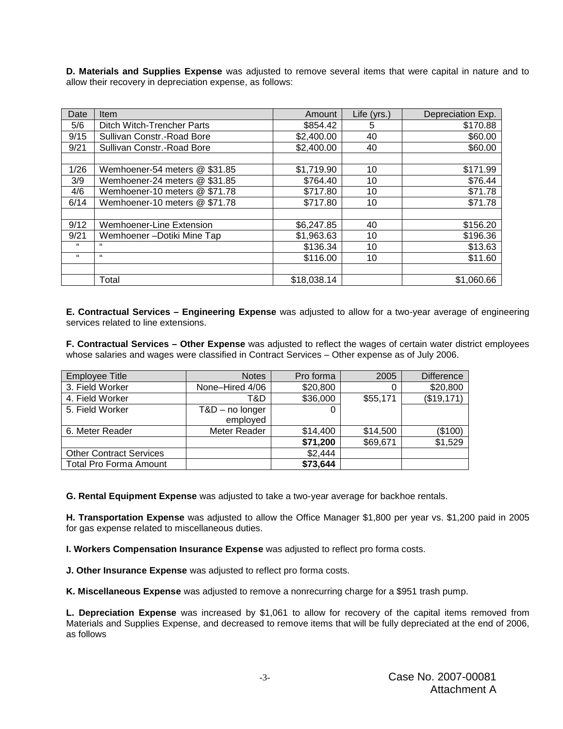**D. Materials and Supplies Expense** was adjusted to remove several items that were capital in nature and to allow their recovery in depreciation expense, as follows:

| Date | Item | Amount | Life (yrs.) | Depreciation Exp. |
|---|---|---|---|---|
| 5/6 | Ditch Witch-Trencher Parts | $854.42 | 5 | $170.88 |
| 9/15 | Sullivan Constr.-Road Bore | $2,400.00 | 40 | $60.00 |
| 9/21 | Sullivan Constr.-Road Bore | $2,400.00 | 40 | $60.00 |
| | | | | |
| 1/26 | Wemhoener-54 meters @ $31.85 | $1,719.90 | 10 | $171.99 |
| 3/9 | Wemhoener-24 meters @ $31.85 | $764.40 | 10 | $76.44 |
| 4/6 | Wemhoener-10 meters @ $71.78 | $717.80 | 10 | $71.78 |
| 6/14 | Wemhoener-10 meters @ $71.78 | $717.80 | 10 | $71.78 |
| | | | | |
| 9/12 | Wemhoener-Line Extension | $6,247.85 | 40 | $156.20 |
| 9/21 | Wemhoener –Dotiki Mine Tap | $1,963.63 | 10 | $196.36 |
| " | " | $136.34 | 10 | $13.63 |
| " | " | $116.00 | 10 | $11.60 |
| | | | | |
| | Total | $18,038.14 | | $1,060.66 |

**E. Contractual Services – Engineering Expense** was adjusted to allow for a two-year average of engineering services related to line extensions.

**F. Contractual Services – Other Expense** was adjusted to reflect the wages of certain water district employees whose salaries and wages were classified in Contract Services – Other expense as of July 2006.

| Employee Title | Notes | Pro forma | 2005 | Difference |
|---|---|---|---|---|
| 3. Field Worker | None–Hired 4/06 | $20,800 | 0 | $20,800 |
| 4. Field Worker | T&D | $36,000 | $55,171 | ($19,171) |
| 5. Field Worker | T&D – no longer employed | 0 | | |
| 6. Meter Reader | Meter Reader | $14,400 | $14,500 | ($100) |
| | | **$71,200** | $69,671 | $1,529 |
| Other Contract Services | | $2,444 | | |
| Total Pro Forma Amount | | **$73,644** | | |

**G. Rental Equipment Expense** was adjusted to take a two-year average for backhoe rentals.

**H. Transportation Expense** was adjusted to allow the Office Manager $1,800 per year vs. $1,200 paid in 2005 for gas expense related to miscellaneous duties.

**I. Workers Compensation Insurance Expense** was adjusted to reflect pro forma costs.

**J. Other Insurance Expense** was adjusted to reflect pro forma costs.

**K. Miscellaneous Expense** was adjusted to remove a nonrecurring charge for a $951 trash pump.

**L. Depreciation Expense** was increased by $1,061 to allow for recovery of the capital items removed from Materials and Supplies Expense, and decreased to remove items that will be fully depreciated at the end of 2006, as follows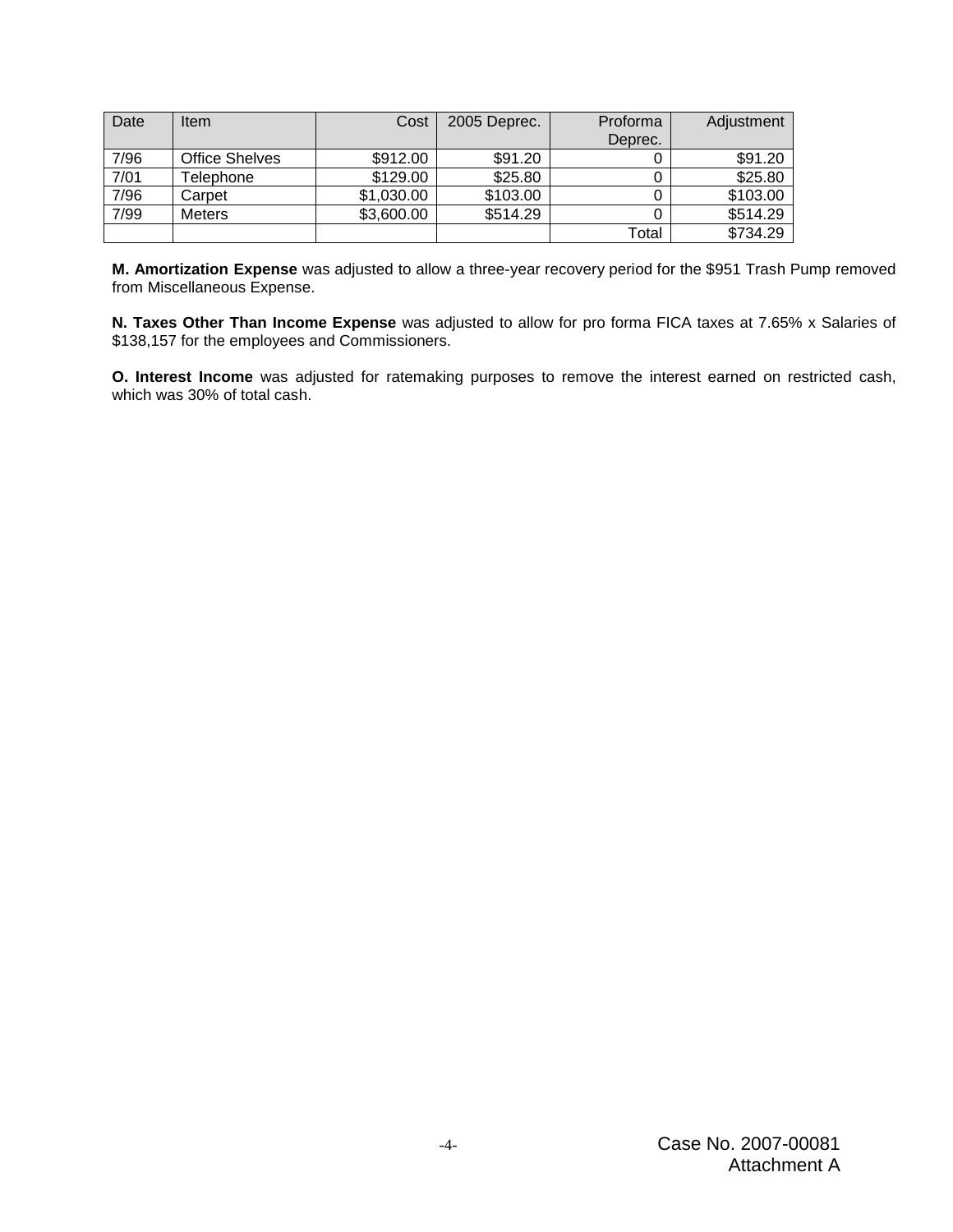| Date | Item | Cost | 2005 Deprec. | Proforma Deprec. | Adjustment |
|---|---|---|---|---|---|
| 7/96 | Office Shelves | $912.00 | $91.20 | 0 | $91.20 |
| 7/01 | Telephone | $129.00 | $25.80 | 0 | $25.80 |
| 7/96 | Carpet | $1,030.00 | $103.00 | 0 | $103.00 |
| 7/99 | Meters | $3,600.00 | $514.29 | 0 | $514.29 |
| | | | | Total | $734.29 |

**M. Amortization Expense** was adjusted to allow a three-year recovery period for the $951 Trash Pump removed from Miscellaneous Expense.

**N. Taxes Other Than Income Expense** was adjusted to allow for pro forma FICA taxes at 7.65% x Salaries of $138,157 for the employees and Commissioners.

**O. Interest Income** was adjusted for ratemaking purposes to remove the interest earned on restricted cash, which was 30% of total cash.

Case No. 2007-00081
Attachment A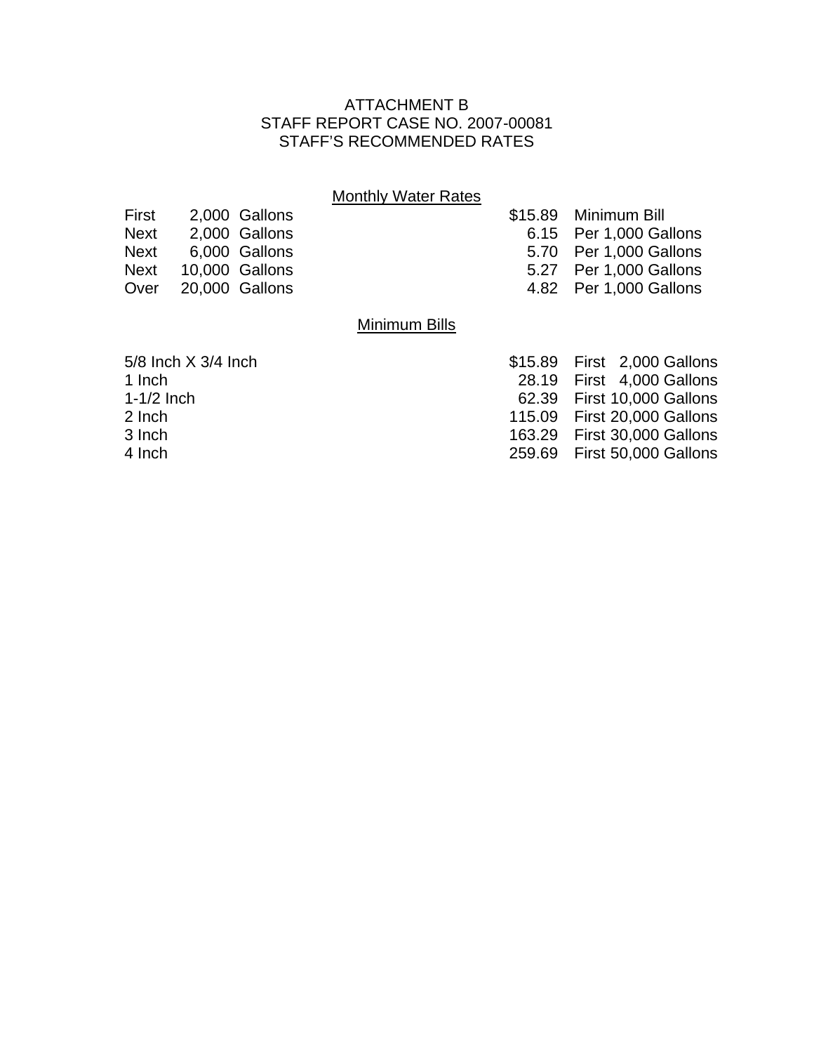ATTACHMENT B
STAFF REPORT CASE NO. 2007-00081
STAFF'S RECOMMENDED RATES

Monthly Water Rates

| | | | |
|---|---|---|---|
| First | 2,000 Gallons | $15.89 | Minimum Bill |
| Next | 2,000 Gallons | 6.15 | Per 1,000 Gallons |
| Next | 6,000 Gallons | 5.70 | Per 1,000 Gallons |
| Next | 10,000 Gallons | 5.27 | Per 1,000 Gallons |
| Over | 20,000 Gallons | 4.82 | Per 1,000 Gallons |

Minimum Bills

| | | |
|---|---|---|
| 5/8 Inch X 3/4 Inch | $15.89 | First 2,000 Gallons |
| 1 Inch | 28.19 | First 4,000 Gallons |
| 1-1/2 Inch | 62.39 | First 10,000 Gallons |
| 2 Inch | 115.09 | First 20,000 Gallons |
| 3 Inch | 163.29 | First 30,000 Gallons |
| 4 Inch | 259.69 | First 50,000 Gallons |